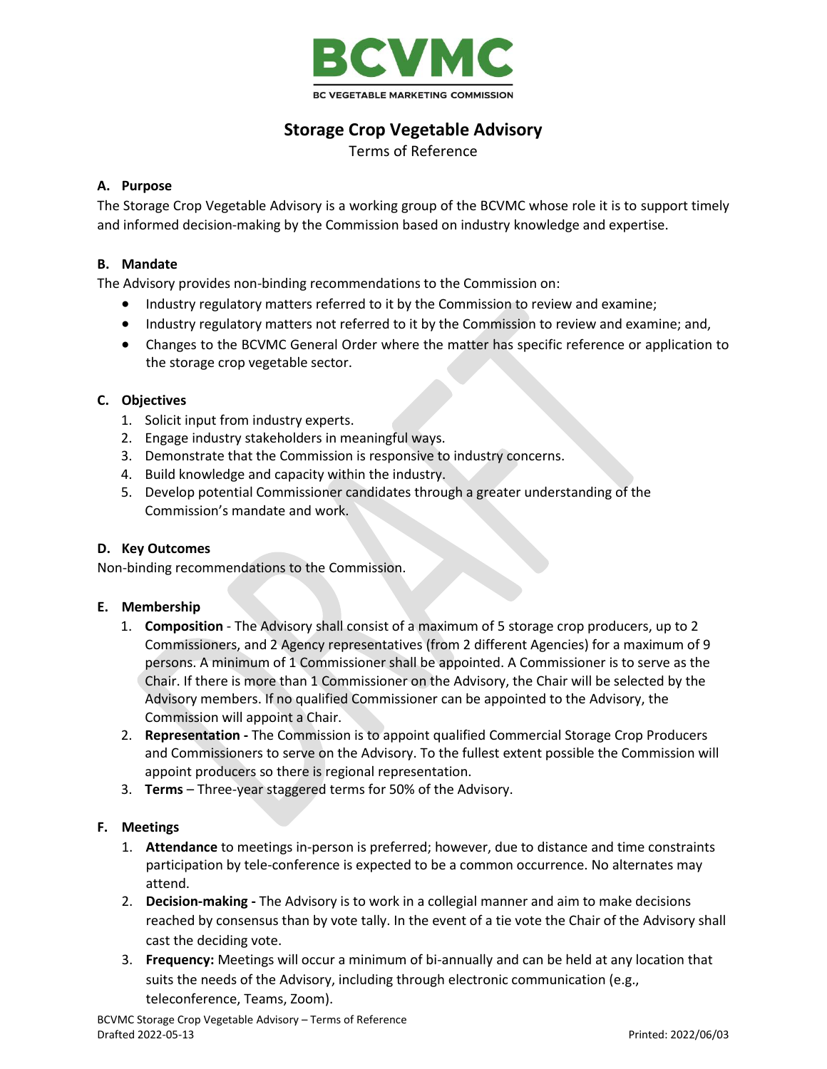# Storage Crop Vegetable Advisory

Terms of Reference

## A. Purpose

The Storage Crop Vegetable Advisory is a working group of the BCVMC whose role it is to support timely and informed decision-making by the Commission based on industry knowledge and expertise.

## B. Mandate

The Advisory provides non-binding recommendations to the Commission on:

- Industry regulatory matters referred to it by the Commission to review and examine;
- Industry regulatory matters not referred to it by the Commission to review and examine; and,
- Changes to the BCVMC General Order where the matter has specific reference or application to the storage crop vegetable sector.

## C. Objectives

1. Solicit input from industry experts.
2. Engage industry stakeholders in meaningful ways.
3. Demonstrate that the Commission is responsive to industry concerns.
4. Build knowledge and capacity within the industry.
5. Develop potential Commissioner candidates through a greater understanding of the Commission's mandate and work.

## D. Key Outcomes

Non-binding recommendations to the Commission.

## E. Membership

1. **Composition** - The Advisory shall consist of a maximum of 5 storage crop producers, up to 2 Commissioners, and 2 Agency representatives (from 2 different Agencies) for a maximum of 9 persons. A minimum of 1 Commissioner shall be appointed. A Commissioner is to serve as the Chair. If there is more than 1 Commissioner on the Advisory, the Chair will be selected by the Advisory members. If no qualified Commissioner can be appointed to the Advisory, the Commission will appoint a Chair.
2. **Representation -** The Commission is to appoint qualified Commercial Storage Crop Producers and Commissioners to serve on the Advisory. To the fullest extent possible the Commission will appoint producers so there is regional representation.
3. **Terms** – Three-year staggered terms for 50% of the Advisory.

## F. Meetings

1. **Attendance** to meetings in-person is preferred; however, due to distance and time constraints participation by tele-conference is expected to be a common occurrence. No alternates may attend.
2. **Decision-making -** The Advisory is to work in a collegial manner and aim to make decisions reached by consensus than by vote tally. In the event of a tie vote the Chair of the Advisory shall cast the deciding vote.
3. **Frequency:** Meetings will occur a minimum of bi-annually and can be held at any location that suits the needs of the Advisory, including through electronic communication (e.g., teleconference, Teams, Zoom).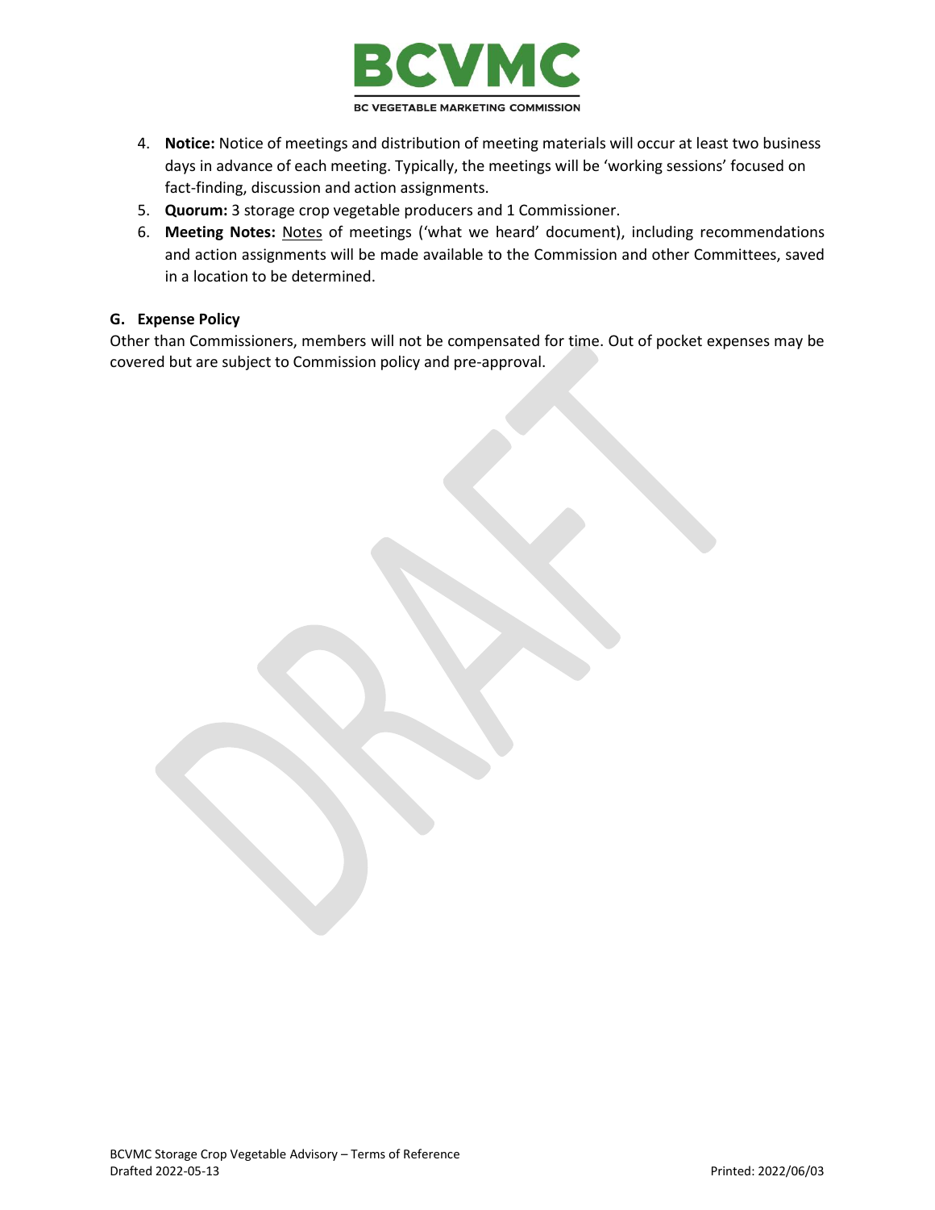4. **Notice:** Notice of meetings and distribution of meeting materials will occur at least two business days in advance of each meeting. Typically, the meetings will be 'working sessions' focused on fact-finding, discussion and action assignments.
5. **Quorum:** 3 storage crop vegetable producers and 1 Commissioner.
6. **Meeting Notes:** Notes of meetings ('what we heard' document), including recommendations and action assignments will be made available to the Commission and other Committees, saved in a location to be determined.

### G. Expense Policy

Other than Commissioners, members will not be compensated for time. Out of pocket expenses may be covered but are subject to Commission policy and pre-approval.